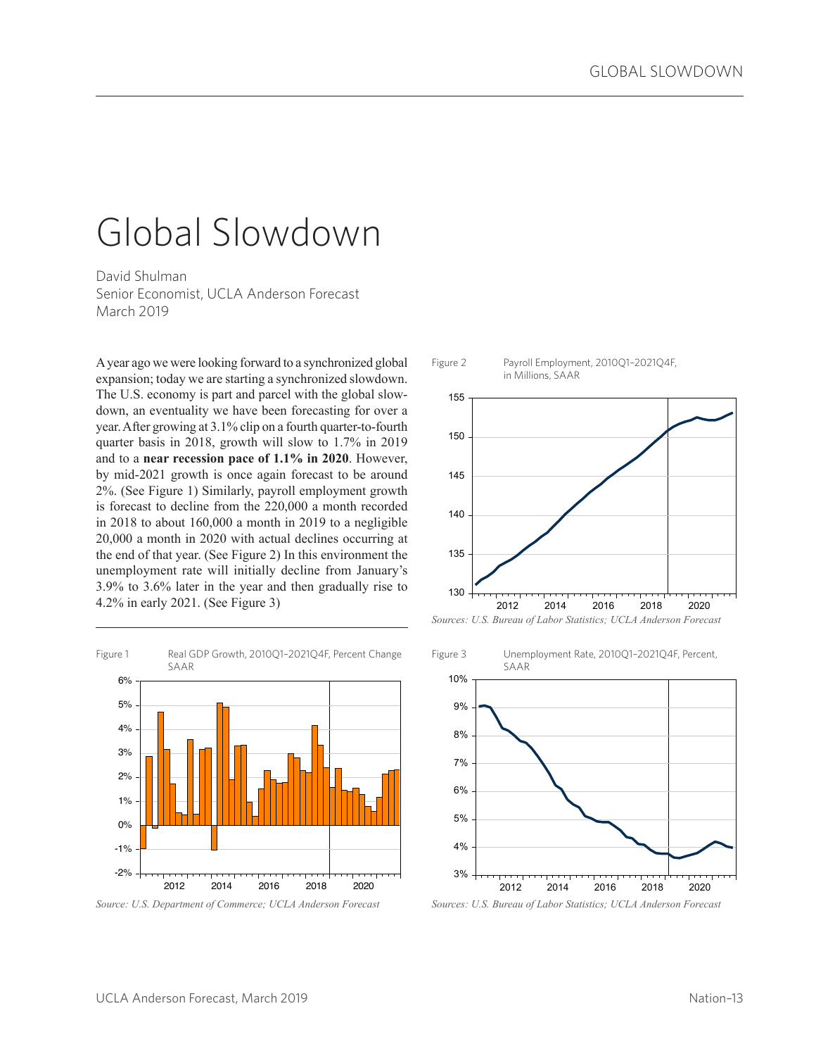# Global Slowdown

David Shulman
Senior Economist, UCLA Anderson Forecast
March 2019

A year ago we were looking forward to a synchronized global expansion; today we are starting a synchronized slowdown. The U.S. economy is part and parcel with the global slowdown, an eventuality we have been forecasting for over a year. After growing at 3.1% clip on a fourth quarter-to-fourth quarter basis in 2018, growth will slow to 1.7% in 2019 and to a **near recession pace of 1.1% in 2020**. However, by mid-2021 growth is once again forecast to be around 2%. (See Figure 1) Similarly, payroll employment growth is forecast to decline from the 220,000 a month recorded in 2018 to about 160,000 a month in 2019 to a negligible 20,000 a month in 2020 with actual declines occurring at the end of that year. (See Figure 2) In this environment the unemployment rate will initially decline from January's 3.9% to 3.6% later in the year and then gradually rise to 4.2% in early 2021. (See Figure 3)

Figure 1 Real GDP Growth, 2010Q1–2021Q4F, Percent Change SAAR

*Source: U.S. Department of Commerce; UCLA Anderson Forecast*

Figure 2 Payroll Employment, 2010Q1–2021Q4F, in Millions, SAAR

*Sources: U.S. Bureau of Labor Statistics; UCLA Anderson Forecast*

Figure 3 Unemployment Rate, 2010Q1–2021Q4F, Percent, SAAR

*Sources: U.S. Bureau of Labor Statistics; UCLA Anderson Forecast*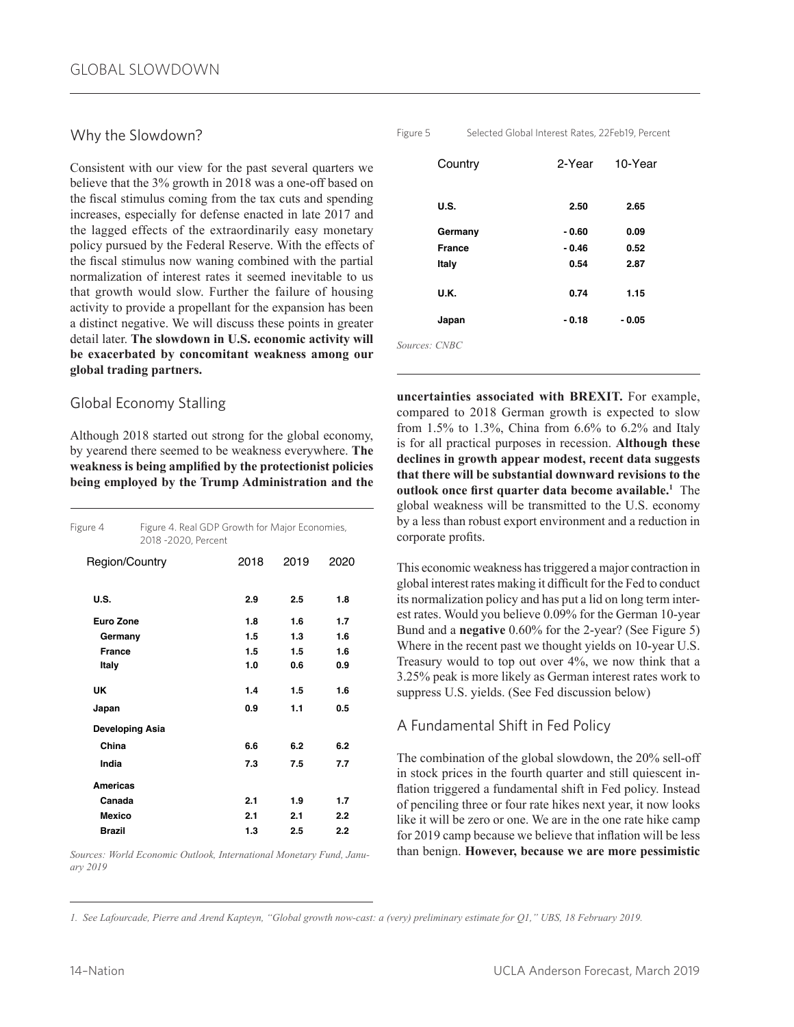## Why the Slowdown?

Consistent with our view for the past several quarters we believe that the 3% growth in 2018 was a one-off based on the fiscal stimulus coming from the tax cuts and spending increases, especially for defense enacted in late 2017 and the lagged effects of the extraordinarily easy monetary policy pursued by the Federal Reserve. With the effects of the fiscal stimulus now waning combined with the partial normalization of interest rates it seemed inevitable to us that growth would slow. Further the failure of housing activity to provide a propellant for the expansion has been a distinct negative. We will discuss these points in greater detail later. **The slowdown in U.S. economic activity will be exacerbated by concomitant weakness among our global trading partners.**

## Global Economy Stalling

Although 2018 started out strong for the global economy, by yearend there seemed to be weakness everywhere. **The weakness is being amplified by the protectionist policies being employed by the Trump Administration and the uncertainties associated with BREXIT.** For example, compared to 2018 German growth is expected to slow from 1.5% to 1.3%, China from 6.6% to 6.2% and Italy is for all practical purposes in recession. **Although these declines in growth appear modest, recent data suggests that there will be substantial downward revisions to the outlook once first quarter data become available.[1]** The global weakness will be transmitted to the U.S. economy by a less than robust export environment and a reduction in corporate profits.

Figure 4 Figure 4. Real GDP Growth for Major Economies, 2018 -2020, Percent

| Region/Country | 2018 | 2019 | 2020 |
|---|---|---|---|
| **U.S.** | **2.9** | **2.5** | **1.8** |
| **Euro Zone** | **1.8** | **1.6** | **1.7** |
| **Germany** | **1.5** | **1.3** | **1.6** |
| **France** | **1.5** | **1.5** | **1.6** |
| **Italy** | **1.0** | **0.6** | **0.9** |
| **UK** | **1.4** | **1.5** | **1.6** |
| **Japan** | **0.9** | **1.1** | **0.5** |
| **Developing Asia** | | | |
| **China** | **6.6** | **6.2** | **6.2** |
| **India** | **7.3** | **7.5** | **7.7** |
| **Americas** | | | |
| **Canada** | **2.1** | **1.9** | **1.7** |
| **Mexico** | **2.1** | **2.1** | **2.2** |
| **Brazil** | **1.3** | **2.5** | **2.2** |

*Sources: World Economic Outlook, International Monetary Fund, January 2019*

Figure 5 Selected Global Interest Rates, 22Feb19, Percent

| Country | 2-Year | 10-Year |
|---|---|---|
| **U.S.** | **2.50** | **2.65** |
| **Germany** | **- 0.60** | **0.09** |
| **France** | **- 0.46** | **0.52** |
| **Italy** | **0.54** | **2.87** |
| **U.K.** | **0.74** | **1.15** |
| **Japan** | **- 0.18** | **- 0.05** |

*Sources: CNBC*

This economic weakness has triggered a major contraction in global interest rates making it difficult for the Fed to conduct its normalization policy and has put a lid on long term interest rates. Would you believe 0.09% for the German 10-year Bund and a **negative** 0.60% for the 2-year? (See Figure 5) Where in the recent past we thought yields on 10-year U.S. Treasury would to top out over 4%, we now think that a 3.25% peak is more likely as German interest rates work to suppress U.S. yields. (See Fed discussion below)

## A Fundamental Shift in Fed Policy

The combination of the global slowdown, the 20% sell-off in stock prices in the fourth quarter and still quiescent inflation triggered a fundamental shift in Fed policy. Instead of penciling three or four rate hikes next year, it now looks like it will be zero or one. We are in the one rate hike camp for 2019 camp because we believe that inflation will be less than benign. **However, because we are more pessimistic**

[1] *See Lafourcade, Pierre and Arend Kapteyn, "Global growth now-cast: a (very) preliminary estimate for Q1," UBS, 18 February 2019.*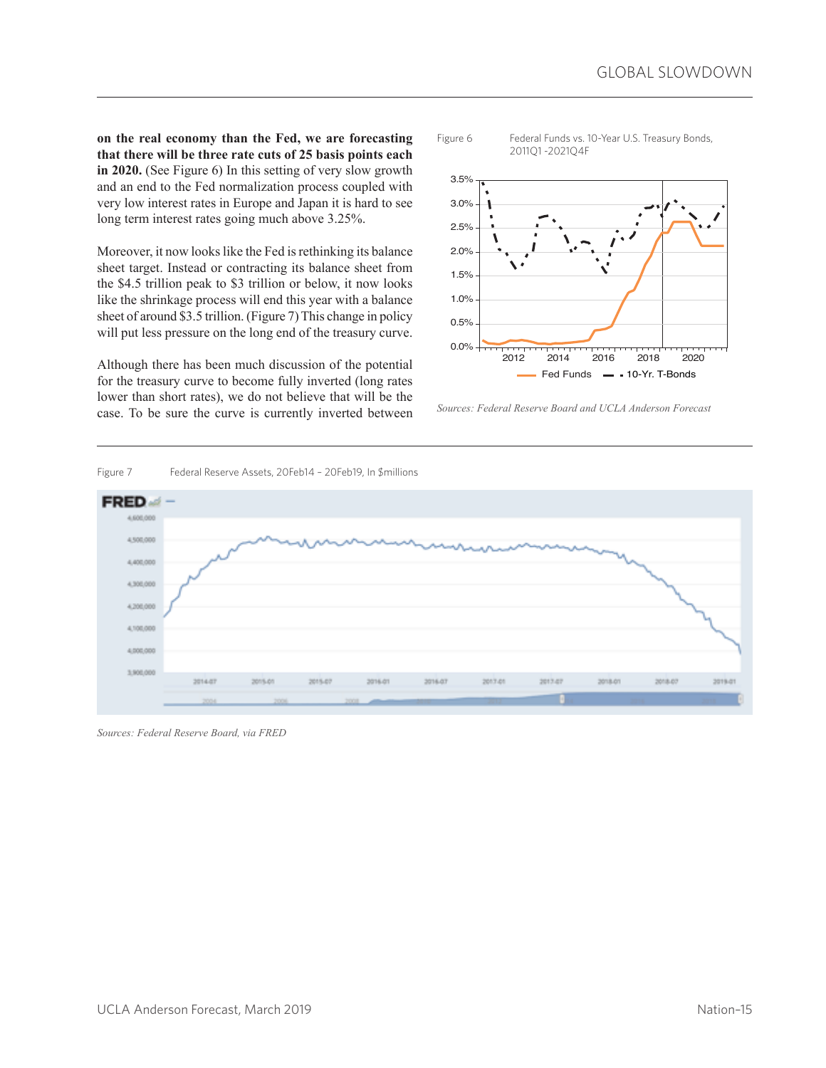**on the real economy than the Fed, we are forecasting that there will be three rate cuts of 25 basis points each in 2020.** (See Figure 6) In this setting of very slow growth and an end to the Fed normalization process coupled with very low interest rates in Europe and Japan it is hard to see long term interest rates going much above 3.25%.

Moreover, it now looks like the Fed is rethinking its balance sheet target. Instead or contracting its balance sheet from the $4.5 trillion peak to $3 trillion or below, it now looks like the shrinkage process will end this year with a balance sheet of around $3.5 trillion. (Figure 7) This change in policy will put less pressure on the long end of the treasury curve.

Although there has been much discussion of the potential for the treasury curve to become fully inverted (long rates lower than short rates), we do not believe that will be the case. To be sure the curve is currently inverted between

Figure 6 Federal Funds vs. 10-Year U.S. Treasury Bonds, 2011Q1 -2021Q4F

*Sources: Federal Reserve Board and UCLA Anderson Forecast*

Figure 7 Federal Reserve Assets, 20Feb14 – 20Feb19, In $millions

*Sources: Federal Reserve Board, via FRED*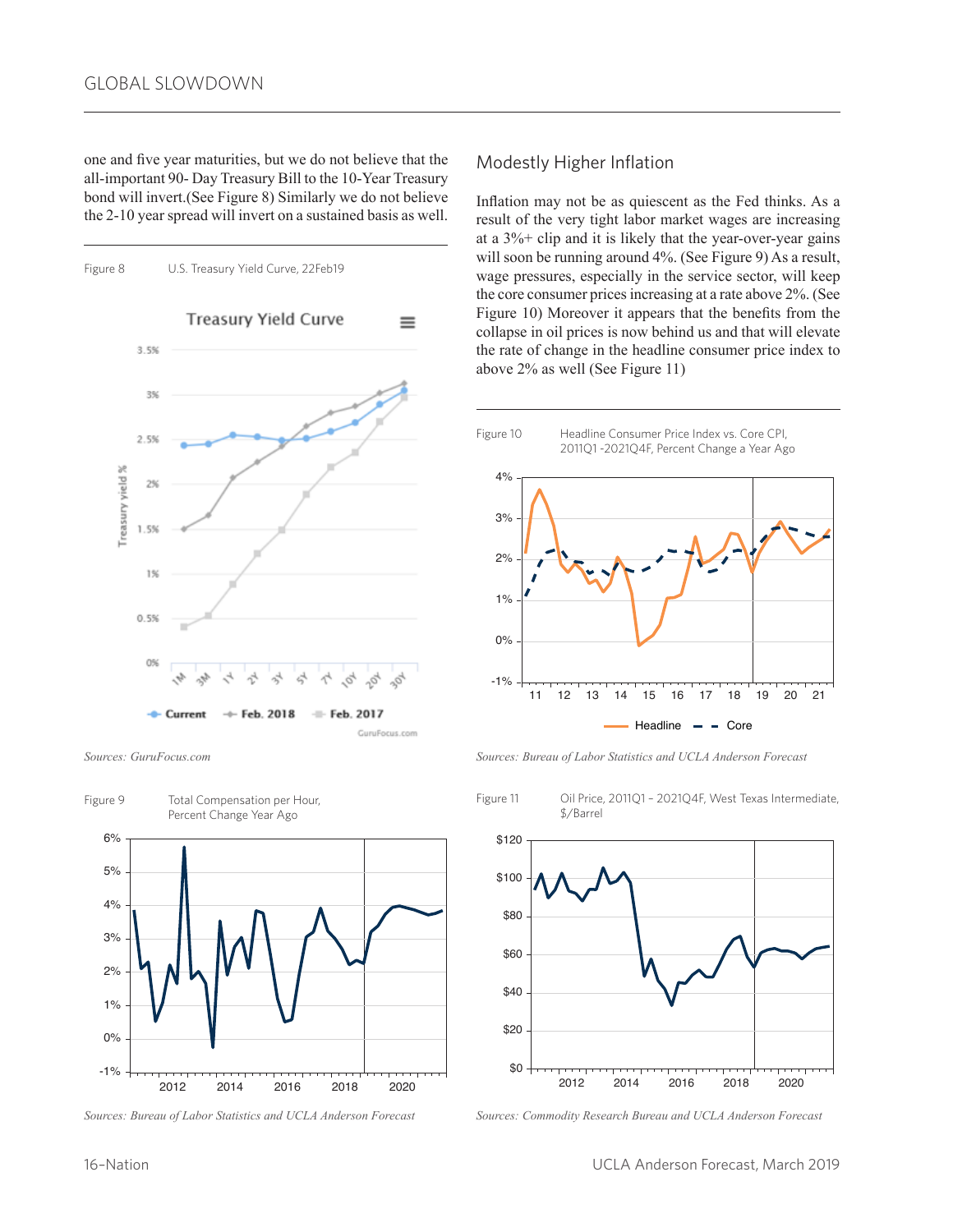one and five year maturities, but we do not believe that the all-important 90- Day Treasury Bill to the 10-Year Treasury bond will invert.(See Figure 8) Similarly we do not believe the 2-10 year spread will invert on a sustained basis as well.

Figure 8 U.S. Treasury Yield Curve, 22Feb19

*Sources: GuruFocus.com*

Figure 9 Total Compensation per Hour, Percent Change Year Ago

*Sources: Bureau of Labor Statistics and UCLA Anderson Forecast*

## Modestly Higher Inflation

Inflation may not be as quiescent as the Fed thinks. As a result of the very tight labor market wages are increasing at a 3%+ clip and it is likely that the year-over-year gains will soon be running around 4%. (See Figure 9) As a result, wage pressures, especially in the service sector, will keep the core consumer prices increasing at a rate above 2%. (See Figure 10) Moreover it appears that the benefits from the collapse in oil prices is now behind us and that will elevate the rate of change in the headline consumer price index to above 2% as well (See Figure 11)

Figure 10 Headline Consumer Price Index vs. Core CPI, 2011Q1 -2021Q4F, Percent Change a Year Ago

*Sources: Bureau of Labor Statistics and UCLA Anderson Forecast*

Figure 11 Oil Price, 2011Q1 – 2021Q4F, West Texas Intermediate, $/Barrel

*Sources: Commodity Research Bureau and UCLA Anderson Forecast*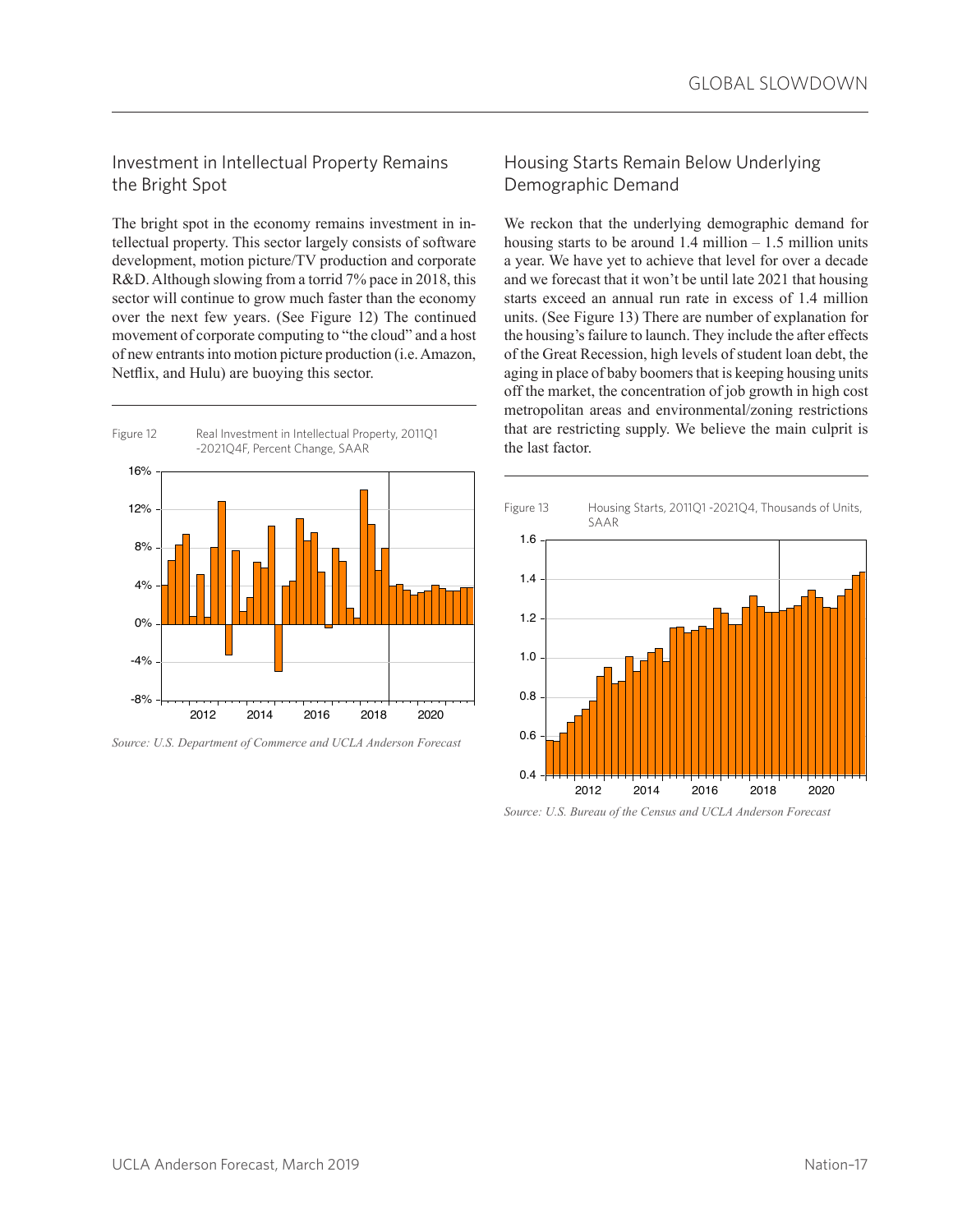## Investment in Intellectual Property Remains the Bright Spot

The bright spot in the economy remains investment in intellectual property. This sector largely consists of software development, motion picture/TV production and corporate R&D. Although slowing from a torrid 7% pace in 2018, this sector will continue to grow much faster than the economy over the next few years. (See Figure 12) The continued movement of corporate computing to "the cloud" and a host of new entrants into motion picture production (i.e. Amazon, Netflix, and Hulu) are buoying this sector.

Figure 12 Real Investment in Intellectual Property, 2011Q1 -2021Q4F, Percent Change, SAAR

*Source: U.S. Department of Commerce and UCLA Anderson Forecast*

## Housing Starts Remain Below Underlying Demographic Demand

We reckon that the underlying demographic demand for housing starts to be around 1.4 million – 1.5 million units a year. We have yet to achieve that level for over a decade and we forecast that it won't be until late 2021 that housing starts exceed an annual run rate in excess of 1.4 million units. (See Figure 13) There are number of explanation for the housing's failure to launch. They include the after effects of the Great Recession, high levels of student loan debt, the aging in place of baby boomers that is keeping housing units off the market, the concentration of job growth in high cost metropolitan areas and environmental/zoning restrictions that are restricting supply. We believe the main culprit is the last factor.

Figure 13 Housing Starts, 2011Q1 -2021Q4, Thousands of Units, SAAR

*Source: U.S. Bureau of the Census and UCLA Anderson Forecast*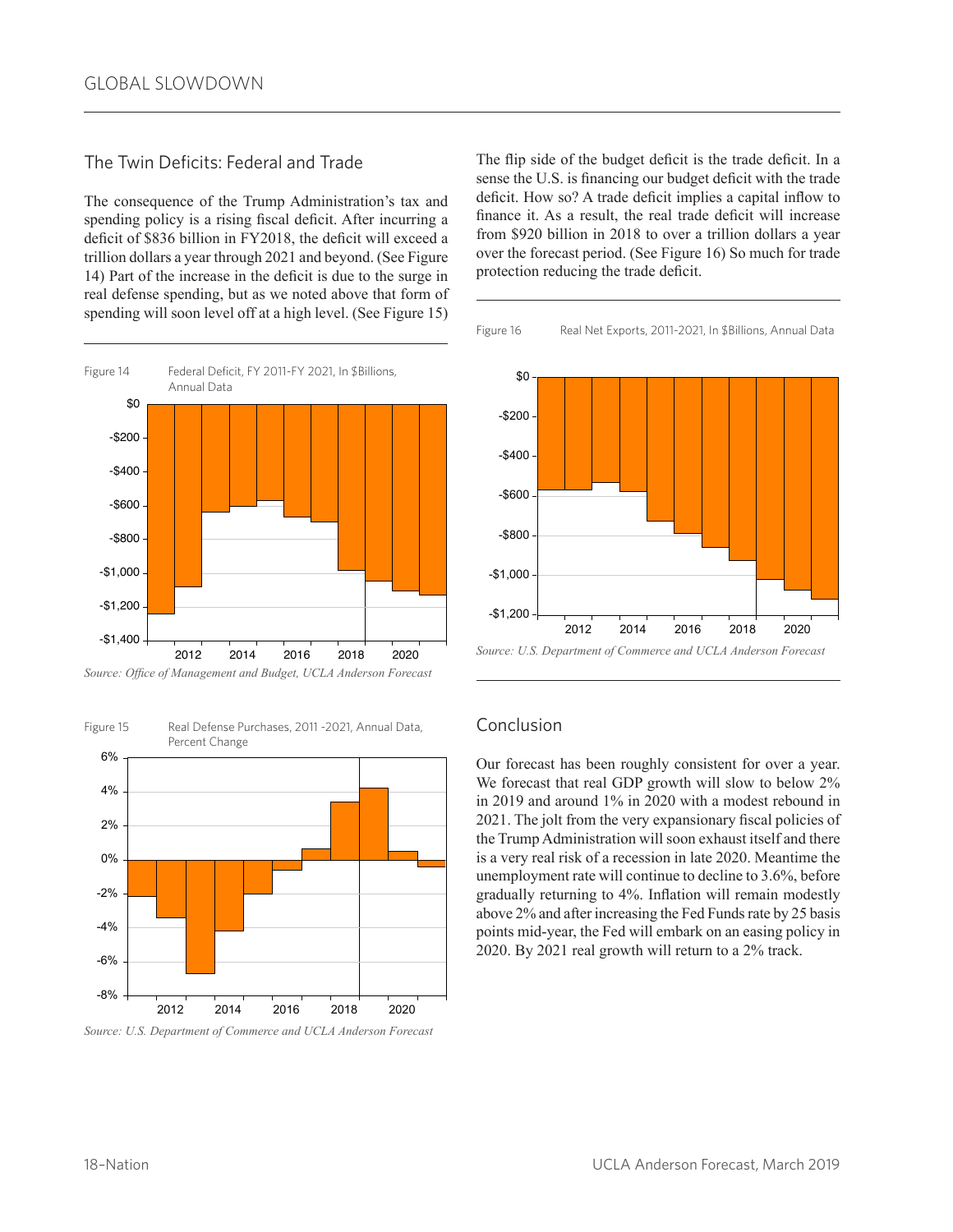## The Twin Deficits: Federal and Trade

The consequence of the Trump Administration's tax and spending policy is a rising fiscal deficit. After incurring a deficit of $836 billion in FY2018, the deficit will exceed a trillion dollars a year through 2021 and beyond. (See Figure 14) Part of the increase in the deficit is due to the surge in real defense spending, but as we noted above that form of spending will soon level off at a high level. (See Figure 15)

Figure 14 Federal Deficit, FY 2011-FY 2021, In $Billions, Annual Data

$0
-$200
-$400
-$600
-$800
-$1,000
-$1,200
-$1,400
2012
2014
2016
2018
2020

*Source: Office of Management and Budget, UCLA Anderson Forecast*

Figure 15 Real Defense Purchases, 2011 -2021, Annual Data, Percent Change

6%
4%
2%
0%
-2%
-4%
-6%
-8%
2012
2014
2016
2018
2020

*Source: U.S. Department of Commerce and UCLA Anderson Forecast*

The flip side of the budget deficit is the trade deficit. In a sense the U.S. is financing our budget deficit with the trade deficit. How so? A trade deficit implies a capital inflow to finance it. As a result, the real trade deficit will increase from $920 billion in 2018 to over a trillion dollars a year over the forecast period. (See Figure 16) So much for trade protection reducing the trade deficit.

Figure 16 Real Net Exports, 2011-2021, In $Billions, Annual Data

$0
-$200
-$400
-$600
-$800
-$1,000
-$1,200
2012
2014
2016
2018
2020

*Source: U.S. Department of Commerce and UCLA Anderson Forecast*

## Conclusion

Our forecast has been roughly consistent for over a year. We forecast that real GDP growth will slow to below 2% in 2019 and around 1% in 2020 with a modest rebound in 2021. The jolt from the very expansionary fiscal policies of the Trump Administration will soon exhaust itself and there is a very real risk of a recession in late 2020. Meantime the unemployment rate will continue to decline to 3.6%, before gradually returning to 4%. Inflation will remain modestly above 2% and after increasing the Fed Funds rate by 25 basis points mid-year, the Fed will embark on an easing policy in 2020. By 2021 real growth will return to a 2% track.